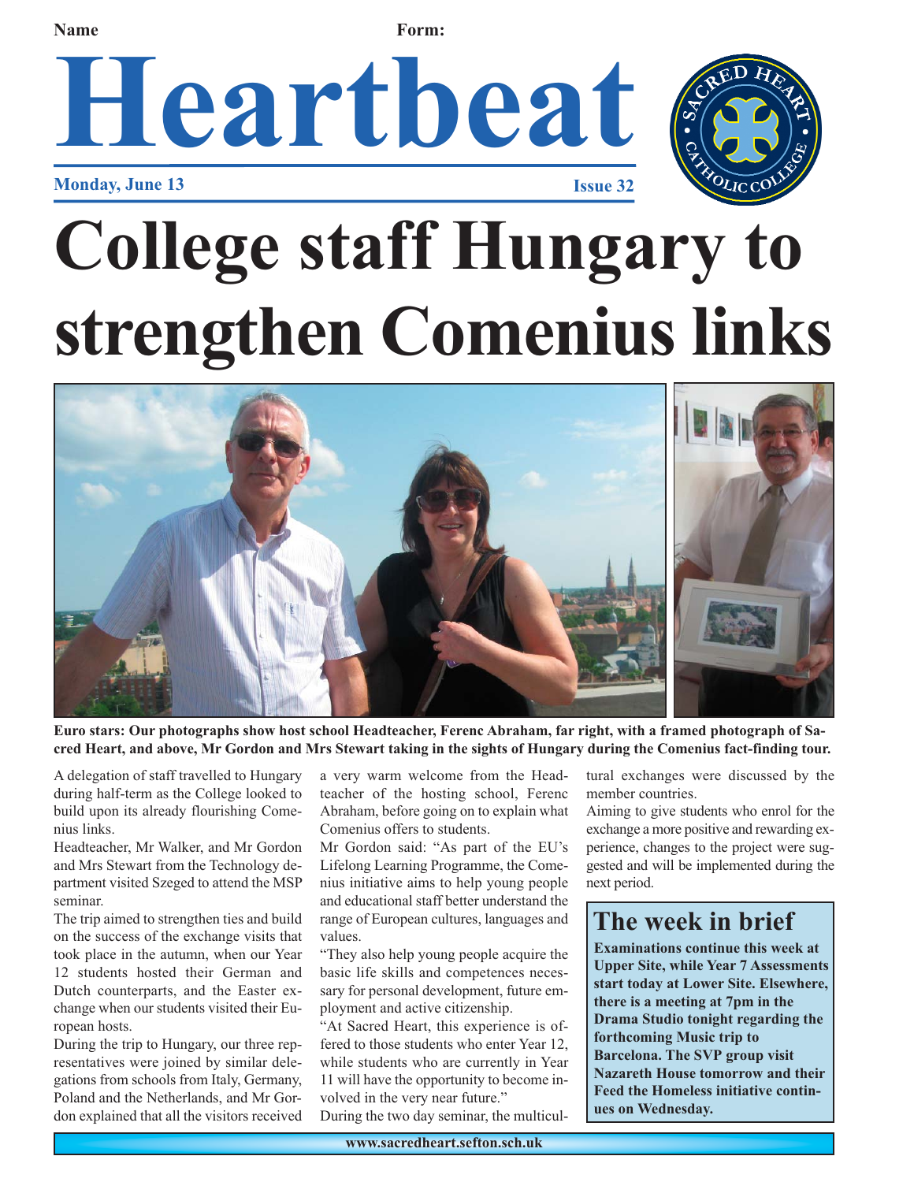Name Form:

# Heartbeat

**Monday, June 13** **Issue 32**

# College staff Hungary to strengthen Comenius links

**Euro stars: Our photographs show host school Headteacher, Ferenc Abraham, far right, with a framed photograph of Sacred Heart, and above, Mr Gordon and Mrs Stewart taking in the sights of Hungary during the Comenius fact-finding tour.**

A delegation of staff travelled to Hungary during half-term as the College looked to build upon its already flourishing Comenius links.

Headteacher, Mr Walker, and Mr Gordon and Mrs Stewart from the Technology department visited Szeged to attend the MSP seminar.

The trip aimed to strengthen ties and build on the success of the exchange visits that took place in the autumn, when our Year 12 students hosted their German and Dutch counterparts, and the Easter exchange when our students visited their European hosts.

During the trip to Hungary, our three representatives were joined by similar delegations from schools from Italy, Germany, Poland and the Netherlands, and Mr Gordon explained that all the visitors received a very warm welcome from the Headteacher of the hosting school, Ferenc Abraham, before going on to explain what Comenius offers to students.

Mr Gordon said: "As part of the EU's Lifelong Learning Programme, the Comenius initiative aims to help young people and educational staff better understand the range of European cultures, languages and values.

"They also help young people acquire the basic life skills and competences necessary for personal development, future employment and active citizenship.

"At Sacred Heart, this experience is offered to those students who enter Year 12, while students who are currently in Year 11 will have the opportunity to become involved in the very near future."

During the two day seminar, the multicultural exchanges were discussed by the member countries.

Aiming to give students who enrol for the exchange a more positive and rewarding experience, changes to the project were suggested and will be implemented during the next period.

## The week in brief

**Examinations continue this week at Upper Site, while Year 7 Assessments start today at Lower Site. Elsewhere, there is a meeting at 7pm in the Drama Studio tonight regarding the forthcoming Music trip to Barcelona. The SVP group visit Nazareth House tomorrow and their Feed the Homeless initiative continues on Wednesday.**

www.sacredheart.sefton.sch.uk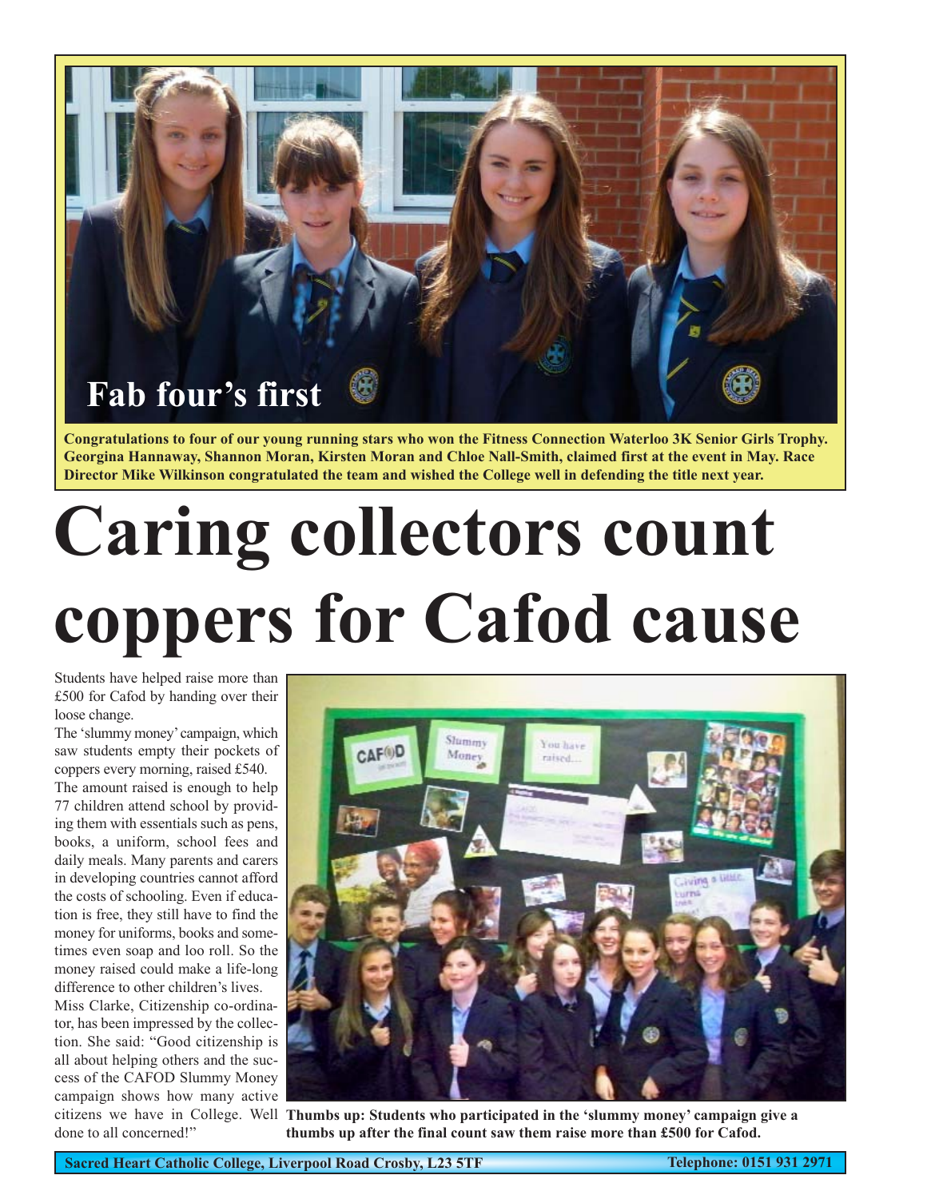## Fab four's first

**Congratulations to four of our young running stars who won the Fitness Connection Waterloo 3K Senior Girls Trophy. Georgina Hannaway, Shannon Moran, Kirsten Moran and Chloe Nall-Smith, claimed first at the event in May. Race Director Mike Wilkinson congratulated the team and wished the College well in defending the title next year.**

# Caring collectors count coppers for Cafod cause

Students have helped raise more than £500 for Cafod by handing over their loose change.

The 'slummy money' campaign, which saw students empty their pockets of coppers every morning, raised £540.

The amount raised is enough to help 77 children attend school by providing them with essentials such as pens, books, a uniform, school fees and daily meals. Many parents and carers in developing countries cannot afford the costs of schooling. Even if education is free, they still have to find the money for uniforms, books and sometimes even soap and loo roll. So the money raised could make a life-long difference to other children's lives.

Miss Clarke, Citizenship co-ordinator, has been impressed by the collection. She said: "Good citizenship is all about helping others and the success of the CAFOD Slummy Money campaign shows how many active citizens we have in College. Well done to all concerned!"

**Thumbs up: Students who participated in the 'slummy money' campaign give a thumbs up after the final count saw them raise more than £500 for Cafod.**

Sacred Heart Catholic College, Liverpool Road Crosby, L23 5TF    Telephone: 0151 931 2971